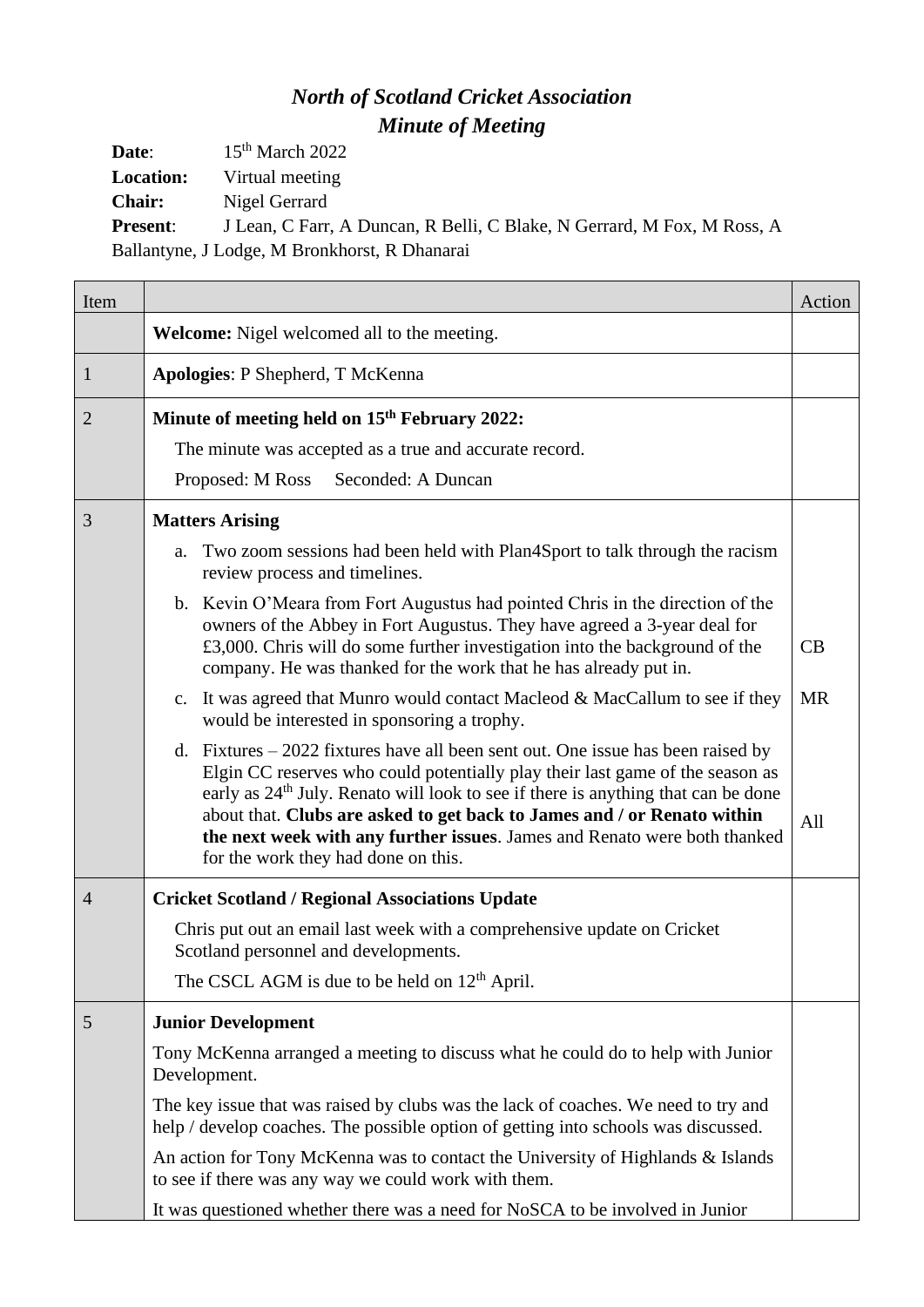# *North of Scotland Cricket Association*
## *Minute of Meeting*

**Date**: 15th March 2022
**Location:** Virtual meeting
**Chair:** Nigel Gerrard
**Present**: J Lean, C Farr, A Duncan, R Belli, C Blake, N Gerrard, M Fox, M Ross, A Ballantyne, J Lodge, M Bronkhorst, R Dhanarai

| Item | | Action |
|---|---|---|
| | **Welcome:** Nigel welcomed all to the meeting. | |
| 1 | **Apologies**: P Shepherd, T McKenna | |
| 2 | **Minute of meeting held on 15th February 2022:**<br>The minute was accepted as a true and accurate record.<br>Proposed: M Ross Seconded: A Duncan | |
| 3 | **Matters Arising**<br>a. Two zoom sessions had been held with Plan4Sport to talk through the racism review process and timelines.<br>b. Kevin O'Meara from Fort Augustus had pointed Chris in the direction of the owners of the Abbey in Fort Augustus. They have agreed a 3-year deal for £3,000. Chris will do some further investigation into the background of the company. He was thanked for the work that he has already put in.<br>c. It was agreed that Munro would contact Macleod & MacCallum to see if they would be interested in sponsoring a trophy.<br>d. Fixtures – 2022 fixtures have all been sent out. One issue has been raised by Elgin CC reserves who could potentially play their last game of the season as early as 24th July. Renato will look to see if there is anything that can be done about that. **Clubs are asked to get back to James and / or Renato within the next week with any further issues**. James and Renato were both thanked for the work they had done on this. | CB<br>MR<br>All |
| 4 | **Cricket Scotland / Regional Associations Update**<br>Chris put out an email last week with a comprehensive update on Cricket Scotland personnel and developments.<br>The CSCL AGM is due to be held on 12th April. | |
| 5 | **Junior Development**<br>Tony McKenna arranged a meeting to discuss what he could do to help with Junior Development.<br>The key issue that was raised by clubs was the lack of coaches. We need to try and help / develop coaches. The possible option of getting into schools was discussed.<br>An action for Tony McKenna was to contact the University of Highlands & Islands to see if there was any way we could work with them.<br>It was questioned whether there was a need for NoSCA to be involved in Junior | |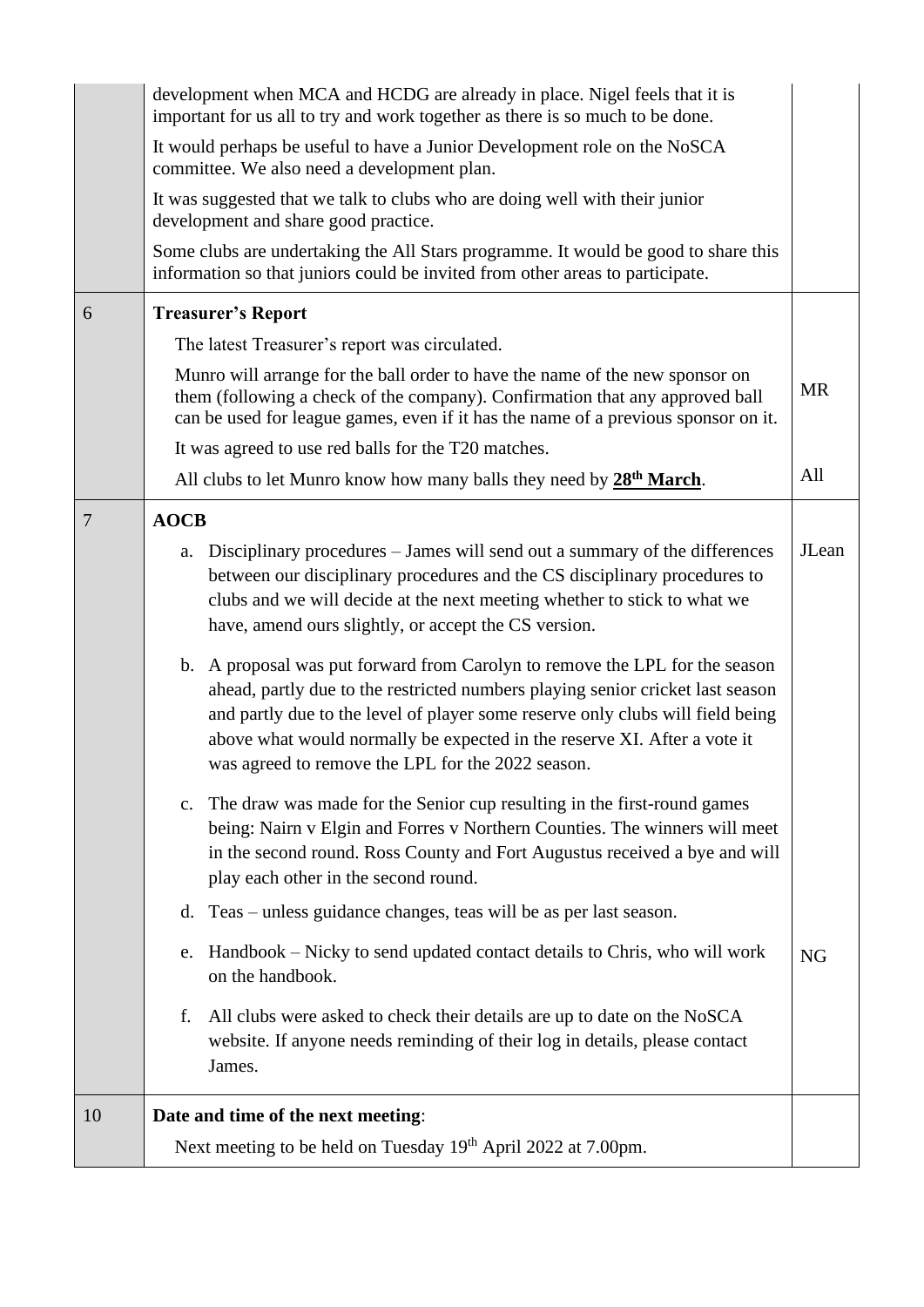| | | |
|---|---|---|
| | development when MCA and HCDG are already in place. Nigel feels that it is important for us all to try and work together as there is so much to be done.<br><br>It would perhaps be useful to have a Junior Development role on the NoSCA committee. We also need a development plan.<br><br>It was suggested that we talk to clubs who are doing well with their junior development and share good practice.<br><br>Some clubs are undertaking the All Stars programme. It would be good to share this information so that juniors could be invited from other areas to participate. | |
| 6 | **Treasurer's Report**<br><br>The latest Treasurer's report was circulated.<br><br>Munro will arrange for the ball order to have the name of the new sponsor on them (following a check of the company). Confirmation that any approved ball can be used for league games, even if it has the name of a previous sponsor on it.<br><br>It was agreed to use red balls for the T20 matches.<br><br>All clubs to let Munro know how many balls they need by **<u>28th March</u>**. | MR<br><br>All |
| 7 | **AOCB**<br><br>a. Disciplinary procedures – James will send out a summary of the differences between our disciplinary procedures and the CS disciplinary procedures to clubs and we will decide at the next meeting whether to stick to what we have, amend ours slightly, or accept the CS version.<br><br>b. A proposal was put forward from Carolyn to remove the LPL for the season ahead, partly due to the restricted numbers playing senior cricket last season and partly due to the level of player some reserve only clubs will field being above what would normally be expected in the reserve XI. After a vote it was agreed to remove the LPL for the 2022 season.<br><br>c. The draw was made for the Senior cup resulting in the first-round games being: Nairn v Elgin and Forres v Northern Counties. The winners will meet in the second round. Ross County and Fort Augustus received a bye and will play each other in the second round.<br><br>d. Teas – unless guidance changes, teas will be as per last season.<br><br>e. Handbook – Nicky to send updated contact details to Chris, who will work on the handbook.<br><br>f. All clubs were asked to check their details are up to date on the NoSCA website. If anyone needs reminding of their log in details, please contact James. | JLean<br><br><br><br><br><br><br><br><br><br>NG |
| 10 | **Date and time of the next meeting**:<br><br>Next meeting to be held on Tuesday 19th April 2022 at 7.00pm. | |